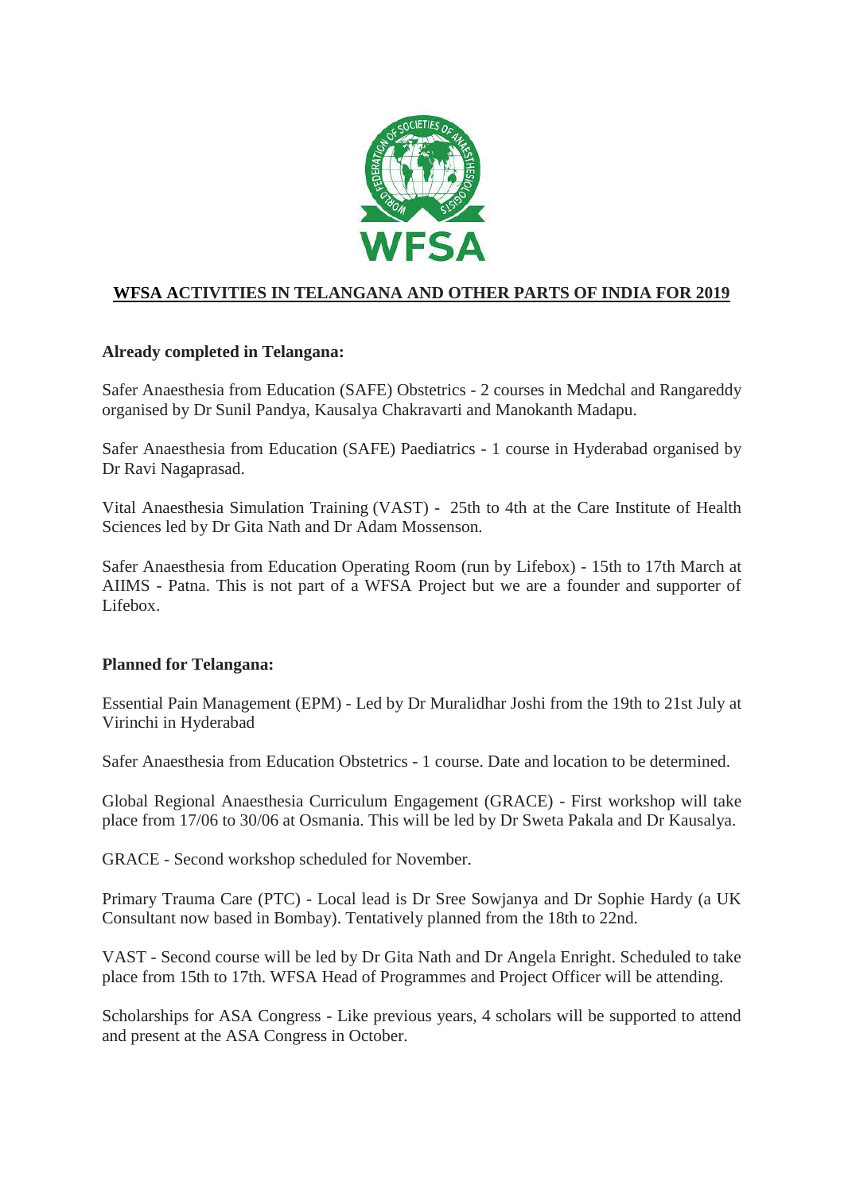# WFSA ACTIVITIES IN TELANGANA AND OTHER PARTS OF INDIA FOR 2019

**Already completed in Telangana:**

Safer Anaesthesia from Education (SAFE) Obstetrics - 2 courses in Medchal and Rangareddy organised by Dr Sunil Pandya, Kausalya Chakravarti and Manokanth Madapu.

Safer Anaesthesia from Education (SAFE) Paediatrics - 1 course in Hyderabad organised by Dr Ravi Nagaprasad.

Vital Anaesthesia Simulation Training (VAST) - 25th to 4th at the Care Institute of Health Sciences led by Dr Gita Nath and Dr Adam Mossenson.

Safer Anaesthesia from Education Operating Room (run by Lifebox) - 15th to 17th March at AIIMS - Patna. This is not part of a WFSA Project but we are a founder and supporter of Lifebox.

**Planned for Telangana:**

Essential Pain Management (EPM) - Led by Dr Muralidhar Joshi from the 19th to 21st July at Virinchi in Hyderabad

Safer Anaesthesia from Education Obstetrics - 1 course. Date and location to be determined.

Global Regional Anaesthesia Curriculum Engagement (GRACE) - First workshop will take place from 17/06 to 30/06 at Osmania. This will be led by Dr Sweta Pakala and Dr Kausalya.

GRACE - Second workshop scheduled for November.

Primary Trauma Care (PTC) - Local lead is Dr Sree Sowjanya and Dr Sophie Hardy (a UK Consultant now based in Bombay). Tentatively planned from the 18th to 22nd.

VAST - Second course will be led by Dr Gita Nath and Dr Angela Enright. Scheduled to take place from 15th to 17th. WFSA Head of Programmes and Project Officer will be attending.

Scholarships for ASA Congress - Like previous years, 4 scholars will be supported to attend and present at the ASA Congress in October.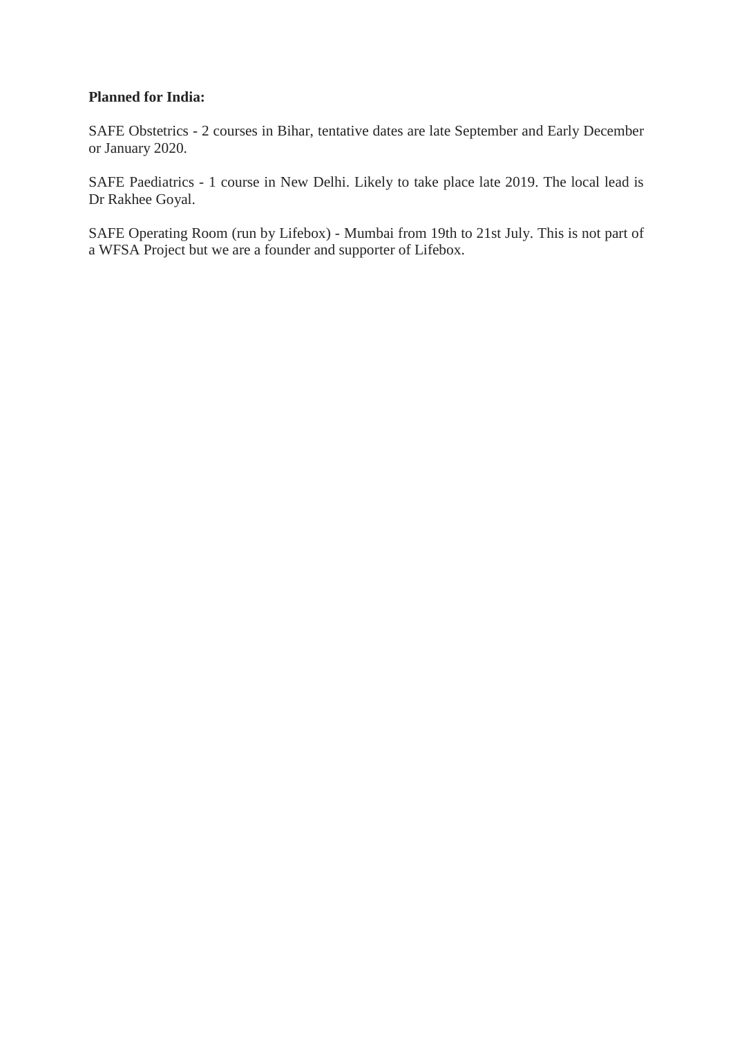**Planned for India:**

SAFE Obstetrics - 2 courses in Bihar, tentative dates are late September and Early December or January 2020.

SAFE Paediatrics - 1 course in New Delhi. Likely to take place late 2019. The local lead is Dr Rakhee Goyal.

SAFE Operating Room (run by Lifebox) - Mumbai from 19th to 21st July. This is not part of a WFSA Project but we are a founder and supporter of Lifebox.